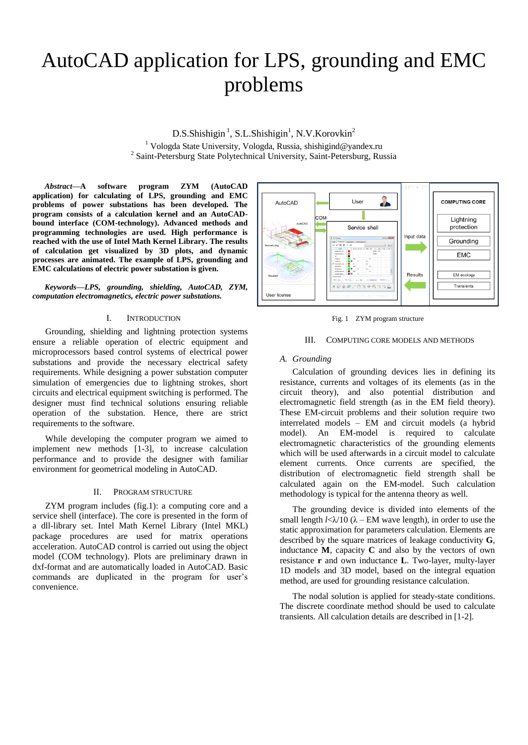# AutoCAD application for LPS, grounding and EMC problems

D.S.Shishigin [1], S.L.Shishigin[1], N.V.Korovkin[2]

[1] Vologda State University, Vologda, Russia, shishigind@yandex.ru

[2] Saint-Petersburg State Polytechnical University, Saint-Petersburg, Russia

***Abstract*—A software program ZYM (AutoCAD application) for calculating of LPS, grounding and EMC problems of power substations has been developed. The program consists of a calculation kernel and an AutoCAD-bound interface (COM-technology). Advanced methods and programming technologies are used. High performance is reached with the use of Intel Math Kernel Library. The results of calculation get visualized by 3D plots, and dynamic processes are animated. The example of LPS, grounding and EMC calculations of electric power substation is given.**

***Keywords*—LPS, grounding, shielding, AutoCAD, ZYM, computation electromagnetics, electric power substations.**

## I. Introduction

Grounding, shielding and lightning protection systems ensure a reliable operation of electric equipment and microprocessors based control systems of electrical power substations and provide the necessary electrical safety requirements. While designing a power substation computer simulation of emergencies due to lightning strokes, short circuits and electrical equipment switching is performed. The designer must find technical solutions ensuring reliable operation of the substation. Hence, there are strict requirements to the software.

While developing the computer program we aimed to implement new methods [1-3], to increase calculation performance and to provide the designer with familiar environment for geometrical modeling in AutoCAD.

## II. Program Structure

ZYM program includes (fig.1): a computing core and a service shell (interface). The core is presented in the form of a dll-library set. Intel Math Kernel Library (Intel MKL) package procedures are used for matrix operations acceleration. AutoCAD control is carried out using the object model (COM technology). Plots are preliminary drawn in dxf-format and are automatically loaded in AutoCAD. Basic commands are duplicated in the program for user's convenience.

Fig. 1 ZYM program structure

## III. Computing Core Models and Methods

### A. Grounding

Calculation of grounding devices lies in defining its resistance, currents and voltages of its elements (as in the circuit theory), and also potential distribution and electromagnetic field strength (as in the EM field theory). These EM-circuit problems and their solution require two interrelated models – EM and circuit models (a hybrid model). An EM-model is required to calculate electromagnetic characteristics of the grounding elements which will be used afterwards in a circuit model to calculate element currents. Once currents are specified, the distribution of electromagnetic field strength shall be calculated again on the EM-model. Such calculation methodology is typical for the antenna theory as well.

The grounding device is divided into elements of the small length $l<\lambda/10$ ($\lambda$ – EM wave length), in order to use the static approximation for parameters calculation. Elements are described by the square matrices of leakage conductivity **G**, inductance **M**, capacity **C** and also by the vectors of own resistance **r** and own inductance **L**. Two-layer, multy-layer 1D models and 3D model, based on the integral equation method, are used for grounding resistance calculation.

The nodal solution is applied for steady-state conditions. The discrete coordinate method should be used to calculate transients. All calculation details are described in [1-2].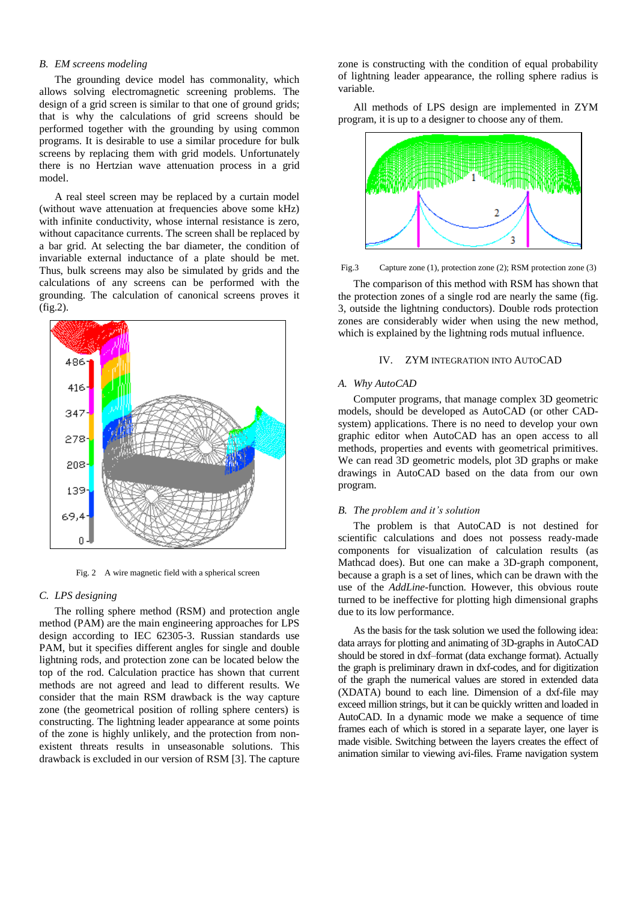### B. EM screens modeling

The grounding device model has commonality, which allows solving electromagnetic screening problems. The design of a grid screen is similar to that one of ground grids; that is why the calculations of grid screens should be performed together with the grounding by using common programs. It is desirable to use a similar procedure for bulk screens by replacing them with grid models. Unfortunately there is no Hertzian wave attenuation process in a grid model.

A real steel screen may be replaced by a curtain model (without wave attenuation at frequencies above some kHz) with infinite conductivity, whose internal resistance is zero, without capacitance currents. The screen shall be replaced by a bar grid. At selecting the bar diameter, the condition of invariable external inductance of a plate should be met. Thus, bulk screens may also be simulated by grids and the calculations of any screens can be performed with the grounding. The calculation of canonical screens proves it (fig.2).

Fig. 2 A wire magnetic field with a spherical screen

### C. LPS designing

The rolling sphere method (RSM) and protection angle method (PAM) are the main engineering approaches for LPS design according to IEC 62305-3. Russian standards use PAM, but it specifies different angles for single and double lightning rods, and protection zone can be located below the top of the rod. Calculation practice has shown that current methods are not agreed and lead to different results. We consider that the main RSM drawback is the way capture zone (the geometrical position of rolling sphere centers) is constructing. The lightning leader appearance at some points of the zone is highly unlikely, and the protection from non-existent threats results in unseasonable solutions. This drawback is excluded in our version of RSM [3]. The capture zone is constructing with the condition of equal probability of lightning leader appearance, the rolling sphere radius is variable.

All methods of LPS design are implemented in ZYM program, it is up to a designer to choose any of them.

Fig.3 Capture zone (1), protection zone (2); RSM protection zone (3)

The comparison of this method with RSM has shown that the protection zones of a single rod are nearly the same (fig. 3, outside the lightning conductors). Double rods protection zones are considerably wider when using the new method, which is explained by the lightning rods mutual influence.

## IV. ZYM INTEGRATION INTO AUTOCAD

### A. Why AutoCAD

Computer programs, that manage complex 3D geometric models, should be developed as AutoCAD (or other CAD-system) applications. There is no need to develop your own graphic editor when AutoCAD has an open access to all methods, properties and events with geometrical primitives. We can read 3D geometric models, plot 3D graphs or make drawings in AutoCAD based on the data from our own program.

### B. The problem and it's solution

The problem is that AutoCAD is not destined for scientific calculations and does not possess ready-made components for visualization of calculation results (as Mathcad does). But one can make a 3D-graph component, because a graph is a set of lines, which can be drawn with the use of the *AddLine*-function. However, this obvious route turned to be ineffective for plotting high dimensional graphs due to its low performance.

As the basis for the task solution we used the following idea: data arrays for plotting and animating of 3D-graphs in AutoCAD should be stored in dxf–format (data exchange format). Actually the graph is preliminary drawn in dxf-codes, and for digitization of the graph the numerical values are stored in extended data (XDATA) bound to each line. Dimension of a dxf-file may exceed million strings, but it can be quickly written and loaded in AutoCAD. In a dynamic mode we make a sequence of time frames each of which is stored in a separate layer, one layer is made visible. Switching between the layers creates the effect of animation similar to viewing avi-files. Frame navigation system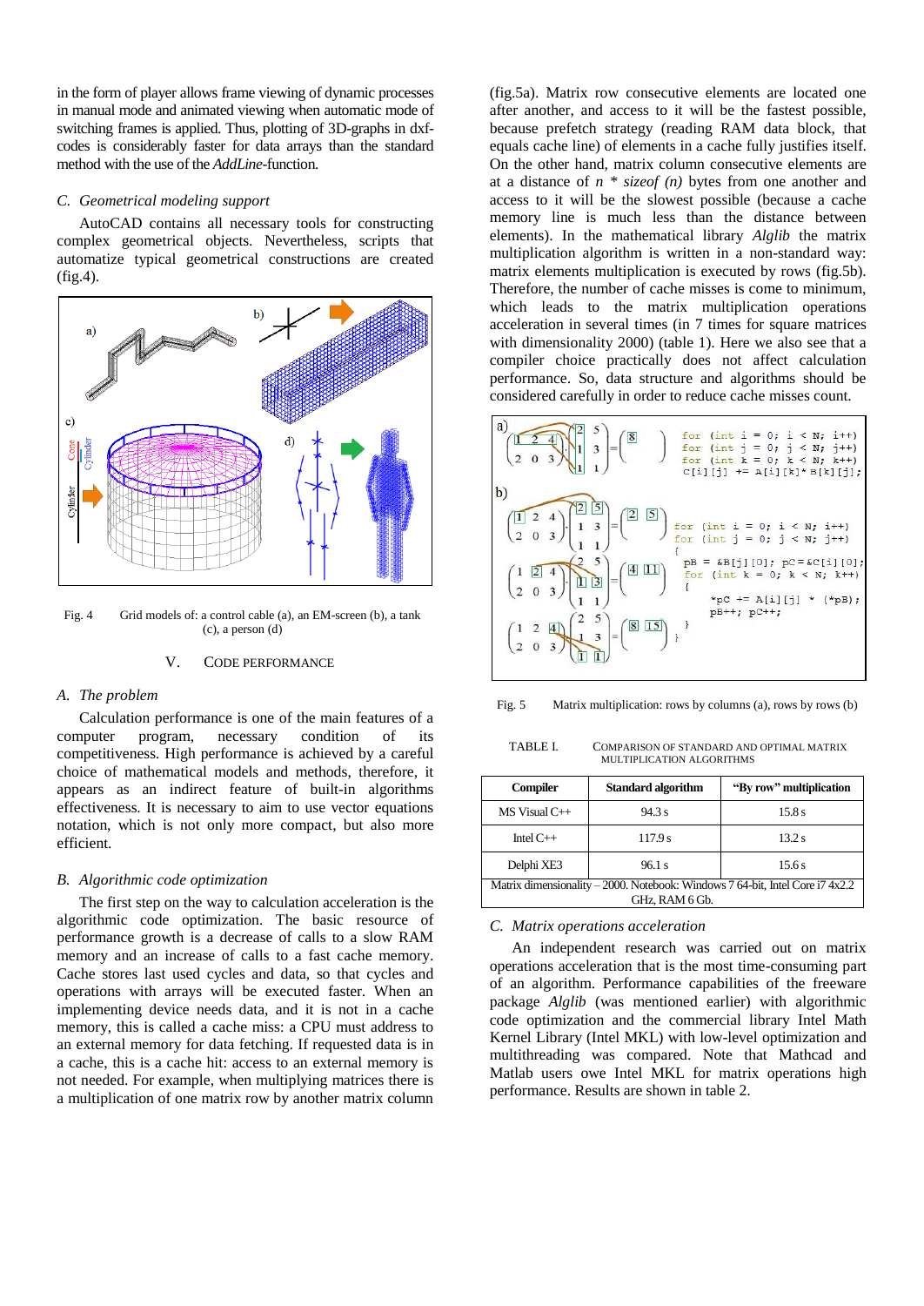in the form of player allows frame viewing of dynamic processes in manual mode and animated viewing when automatic mode of switching frames is applied. Thus, plotting of 3D-graphs in dxf-codes is considerably faster for data arrays than the standard method with the use of the *AddLine*-function.

### C. Geometrical modeling support

AutoCAD contains all necessary tools for constructing complex geometrical objects. Nevertheless, scripts that automatize typical geometrical constructions are created (fig.4).

a) b) c) d) Cone Cylinder Cylinder

Fig. 4 Grid models of: a control cable (a), an EM-screen (b), a tank (c), a person (d)

## V. Code Performance

### A. The problem

Calculation performance is one of the main features of a computer program, necessary condition of its competitiveness. High performance is achieved by a careful choice of mathematical models and methods, therefore, it appears as an indirect feature of built-in algorithms effectiveness. It is necessary to aim to use vector equations notation, which is not only more compact, but also more efficient.

### B. Algorithmic code optimization

The first step on the way to calculation acceleration is the algorithmic code optimization. The basic resource of performance growth is a decrease of calls to a slow RAM memory and an increase of calls to a fast cache memory. Cache stores last used cycles and data, so that cycles and operations with arrays will be executed faster. When an implementing device needs data, and it is not in a cache memory, this is called a cache miss: a CPU must address to an external memory for data fetching. If requested data is in a cache, this is a cache hit: access to an external memory is not needed. For example, when multiplying matrices there is a multiplication of one matrix row by another matrix column (fig.5a). Matrix row consecutive elements are located one after another, and access to it will be the fastest possible, because prefetch strategy (reading RAM data block, that equals cache line) of elements in a cache fully justifies itself. On the other hand, matrix column consecutive elements are at a distance of $n * sizeof(n)$ bytes from one another and access to it will be the slowest possible (because a cache memory line is much less than the distance between elements). In the mathematical library *Alglib* the matrix multiplication algorithm is written in a non-standard way: matrix elements multiplication is executed by rows (fig.5b). Therefore, the number of cache misses is come to minimum, which leads to the matrix multiplication operations acceleration in several times (in 7 times for square matrices with dimensionality 2000) (table 1). Here we also see that a compiler choice practically does not affect calculation performance. So, data structure and algorithms should be considered carefully in order to reduce cache misses count.

a)

$$\begin{pmatrix} 1 & 2 & 4 \\ 2 & 0 & 3 \end{pmatrix} \begin{pmatrix} 2 & 5 \\ 1 & 3 \\ 1 & 1 \end{pmatrix} = \begin{pmatrix} 8 & \\ & \end{pmatrix}$$

```
for (int i = 0; i < N; i++)
for (int j = 0; j < N; j++)
for (int k = 0; k < N; k++)
C[i][j] += A[i][k]* B[k][j];
```

b)

$$\begin{pmatrix} 1 & 2 & 4 \\ 2 & 0 & 3 \end{pmatrix} \begin{pmatrix} 2 & 5 \\ 1 & 3 \\ 1 & 1 \end{pmatrix} = \begin{pmatrix} 2 & 5 \\ & \end{pmatrix}$$

$$\begin{pmatrix} 1 & 2 & 4 \\ 2 & 0 & 3 \end{pmatrix} \begin{pmatrix} 2 & 5 \\ 1 & 3 \\ 1 & 1 \end{pmatrix} = \begin{pmatrix} 4 & 11 \\ & \end{pmatrix}$$

$$\begin{pmatrix} 1 & 2 & 4 \\ 2 & 0 & 3 \end{pmatrix} \begin{pmatrix} 2 & 5 \\ 1 & 3 \\ 1 & 1 \end{pmatrix} = \begin{pmatrix} 8 & 15 \\ & \end{pmatrix}$$

```
for (int i = 0; i < N; i++)
for (int j = 0; j < N; j++)
{
  pB = &B[j][0]; pC=&C[i][0];
  for (int k = 0; k < N; k++)
  {
    *pC += A[i][j] * (*pB);
    pB++; pC++;
  }
}
```

Fig. 5 Matrix multiplication: rows by columns (a), rows by rows (b)

TABLE I. Comparison of Standard and Optimal Matrix Multiplication Algorithms

| Compiler | Standard algorithm | "By row" multiplication |
|---|---|---|
| MS Visual C++ | 94.3 s | 15.8 s |
| Intel C++ | 117.9 s | 13.2 s |
| Delphi XE3 | 96.1 s | 15.6 s |
| Matrix dimensionality – 2000. Notebook: Windows 7 64-bit, Intel Core i7 4x2.2 GHz, RAM 6 Gb. | | |

### C. Matrix operations acceleration

An independent research was carried out on matrix operations acceleration that is the most time-consuming part of an algorithm. Performance capabilities of the freeware package *Alglib* (was mentioned earlier) with algorithmic code optimization and the commercial library Intel Math Kernel Library (Intel MKL) with low-level optimization and multithreading was compared. Note that Mathcad and Matlab users owe Intel MKL for matrix operations high performance. Results are shown in table 2.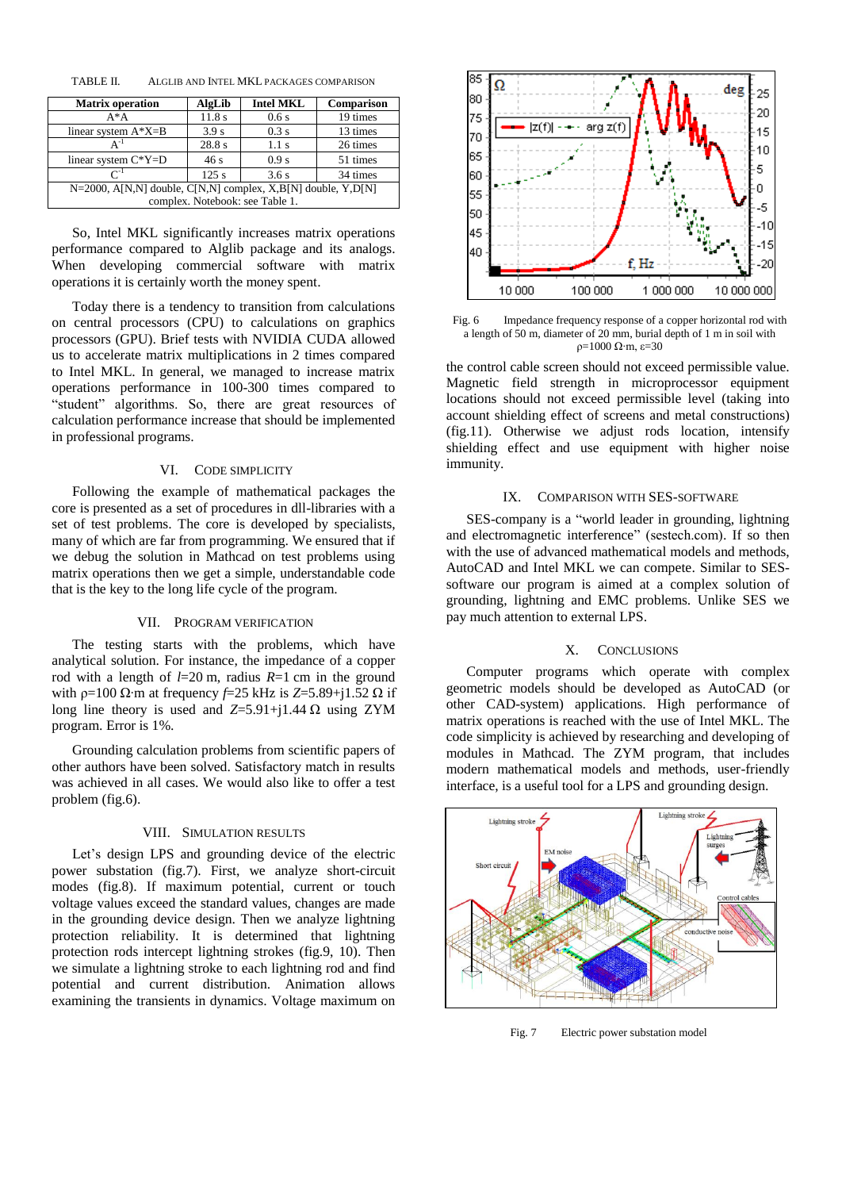TABLE II. ALGLIB AND INTEL MKL PACKAGES COMPARISON

| Matrix operation | AlgLib | Intel MKL | Comparison |
|---|---|---|---|
| A*A | 11.8 s | 0.6 s | 19 times |
| linear system A*X=B | 3.9 s | 0.3 s | 13 times |
| $A^{-1}$ | 28.8 s | 1.1 s | 26 times |
| linear system C*Y=D | 46 s | 0.9 s | 51 times |
| $C^{-1}$ | 125 s | 3.6 s | 34 times |
| N=2000, A[N,N] double, C[N,N] complex, X,B[N] double, Y,D[N] complex. Notebook: see Table 1. | | | |

So, Intel MKL significantly increases matrix operations performance compared to Alglib package and its analogs. When developing commercial software with matrix operations it is certainly worth the money spent.

Today there is a tendency to transition from calculations on central processors (CPU) to calculations on graphics processors (GPU). Brief tests with NVIDIA CUDA allowed us to accelerate matrix multiplications in 2 times compared to Intel MKL. In general, we managed to increase matrix operations performance in 100-300 times compared to "student" algorithms. So, there are great resources of calculation performance increase that should be implemented in professional programs.

## VI. CODE SIMPLICITY

Following the example of mathematical packages the core is presented as a set of procedures in dll-libraries with a set of test problems. The core is developed by specialists, many of which are far from programming. We ensured that if we debug the solution in Mathcad on test problems using matrix operations then we get a simple, understandable code that is the key to the long life cycle of the program.

## VII. PROGRAM VERIFICATION

The testing starts with the problems, which have analytical solution. For instance, the impedance of a copper rod with a length of $l$=20 m, radius $R$=1 cm in the ground with ρ=100 Ω·m at frequency $f$=25 kHz is $Z$=5.89+j1.52 Ω if long line theory is used and $Z$=5.91+j1.44 Ω using ZYM program. Error is 1%.

Grounding calculation problems from scientific papers of other authors have been solved. Satisfactory match in results was achieved in all cases. We would also like to offer a test problem (fig.6).

## VIII. SIMULATION RESULTS

Let's design LPS and grounding device of the electric power substation (fig.7). First, we analyze short-circuit modes (fig.8). If maximum potential, current or touch voltage values exceed the standard values, changes are made in the grounding device design. Then we analyze lightning protection reliability. It is determined that lightning protection rods intercept lightning strokes (fig.9, 10). Then we simulate a lightning stroke to each lightning rod and find potential and current distribution. Animation allows examining the transients in dynamics. Voltage maximum on

Fig. 6 Impedance frequency response of a copper horizontal rod with a length of 50 m, diameter of 20 mm, burial depth of 1 m in soil with ρ=1000 Ω·m, ε=30

the control cable screen should not exceed permissible value. Magnetic field strength in microprocessor equipment locations should not exceed permissible level (taking into account shielding effect of screens and metal constructions) (fig.11). Otherwise we adjust rods location, intensify shielding effect and use equipment with higher noise immunity.

## IX. COMPARISON WITH SES-SOFTWARE

SES-company is a "world leader in grounding, lightning and electromagnetic interference" (sestech.com). If so then with the use of advanced mathematical models and methods, AutoCAD and Intel MKL we can compete. Similar to SES-software our program is aimed at a complex solution of grounding, lightning and EMC problems. Unlike SES we pay much attention to external LPS.

## X. CONCLUSIONS

Computer programs which operate with complex geometric models should be developed as AutoCAD (or other CAD-system) applications. High performance of matrix operations is reached with the use of Intel MKL. The code simplicity is achieved by researching and developing of modules in Mathcad. The ZYM program, that includes modern mathematical models and methods, user-friendly interface, is a useful tool for a LPS and grounding design.

Fig. 7 Electric power substation model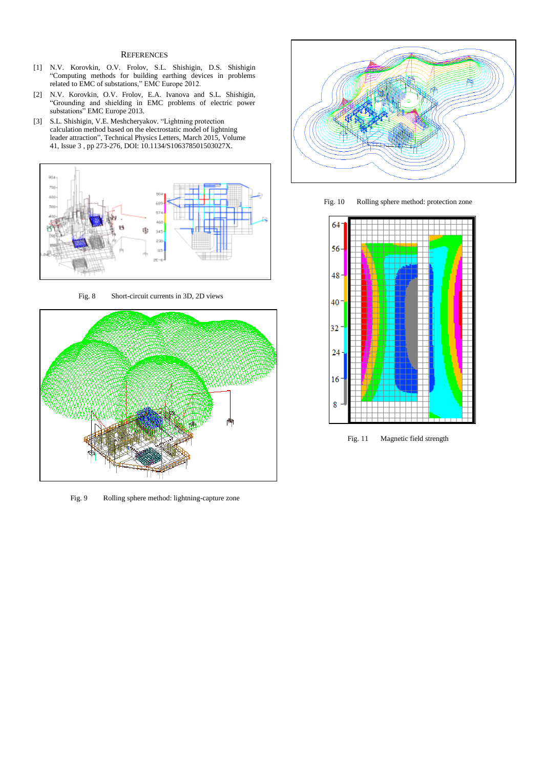## References

[1] N.V. Korovkin, O.V. Frolov, S.L. Shishigin, D.S. Shishigin "Computing methods for building earthing devices in problems related to EMC of substations," EMC Europe 2012.

[2] N.V. Korovkin, O.V. Frolov, E.A. Ivanova and S.L. Shishigin, "Grounding and shielding in EMC problems of electric power substations" EMC Europe 2013.

[3] S.L. Shishigin, V.E. Meshcheryakov. "Lightning protection calculation method based on the electrostatic model of lightning leader attraction", Technical Physics Letters, March 2015, Volume 41, Issue 3 , pp 273-276, DOI: 10.1134/S106378501503027X.

Fig. 8 Short-circuit currents in 3D, 2D views

Fig. 9 Rolling sphere method: lightning-capture zone

Fig. 10 Rolling sphere method: protection zone

64
56
48
40
32
24
16
8

Fig. 11 Magnetic field strength